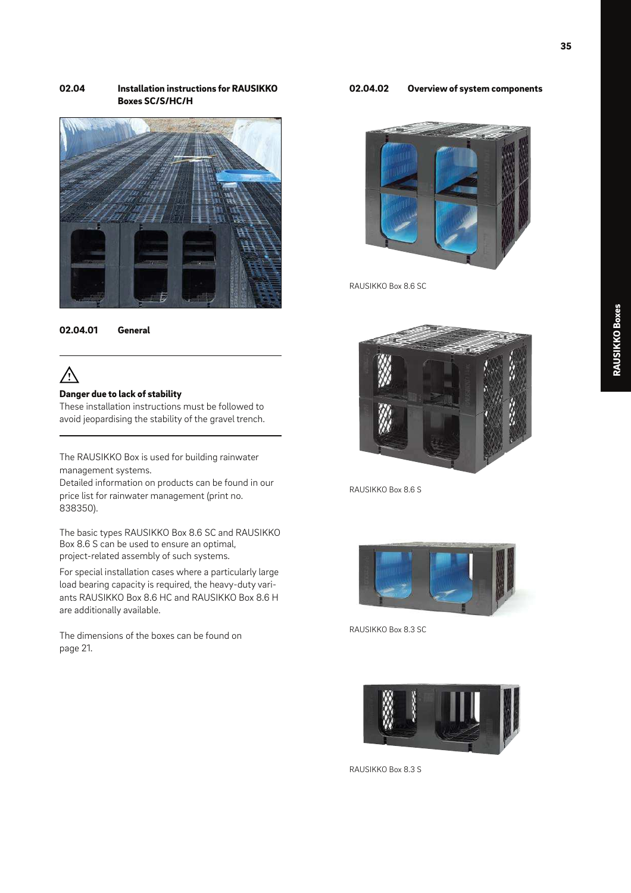## 02.04 Installation instructions for RAUSIKKO Boxes SC/S/HC/H

### 02.04.01 General

⚠

**Danger due to lack of stability**
These installation instructions must be followed to avoid jeopardising the stability of the gravel trench.

The RAUSIKKO Box is used for building rainwater management systems.
Detailed information on products can be found in our price list for rainwater management (print no. 838350).

The basic types RAUSIKKO Box 8.6 SC and RAUSIKKO Box 8.6 S can be used to ensure an optimal, project-related assembly of such systems.

For special installation cases where a particularly large load bearing capacity is required, the heavy-duty variants RAUSIKKO Box 8.6 HC and RAUSIKKO Box 8.6 H are additionally available.

The dimensions of the boxes can be found on page 21.

### 02.04.02 Overview of system components

RAUSIKKO Box 8.6 SC

RAUSIKKO Box 8.6 S

RAUSIKKO Box 8.3 SC

RAUSIKKO Box 8.3 S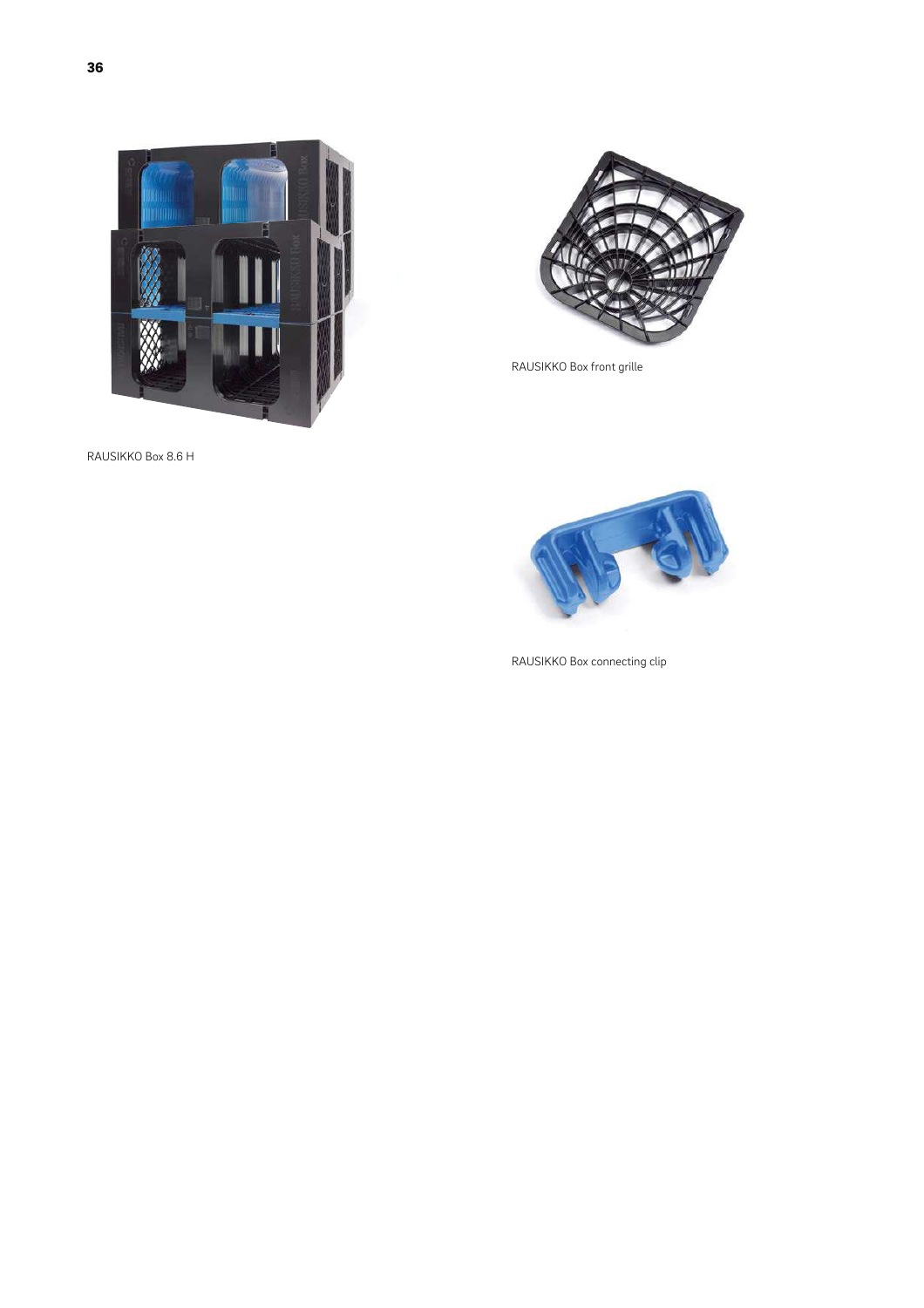RAUSIKKO Box 8.6 H

RAUSIKKO Box front grille

RAUSIKKO Box connecting clip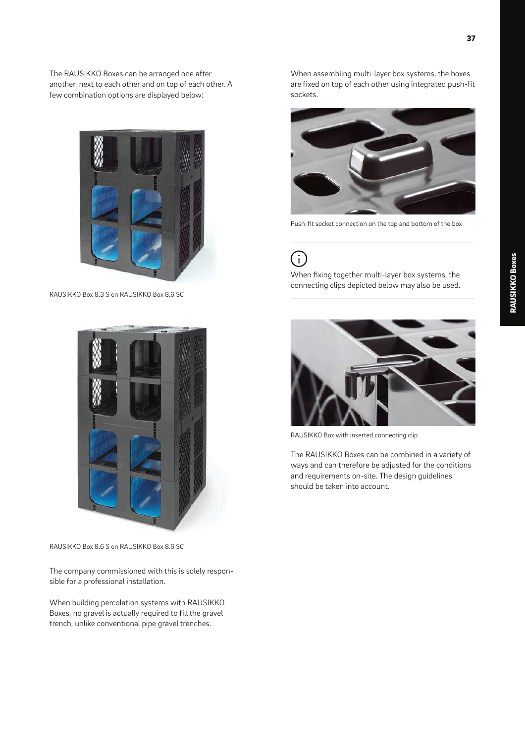The RAUSIKKO Boxes can be arranged one after another, next to each other and on top of each other. A few combination options are displayed below:

RAUSIKKO Box 8.3 S on RAUSIKKO Box 8.6 SC

RAUSIKKO Box 8.6 S on RAUSIKKO Box 8.6 SC

The company commissioned with this is solely responsible for a professional installation.

When building percolation systems with RAUSIKKO Boxes, no gravel is actually required to fill the gravel trench, unlike conventional pipe gravel trenches.

When assembling multi-layer box systems, the boxes are fixed on top of each other using integrated push-fit sockets.

Push-fit socket connection on the top and bottom of the box

---

When fixing together multi-layer box systems, the connecting clips depicted below may also be used.

---

RAUSIKKO Box with inserted connecting clip

The RAUSIKKO Boxes can be combined in a variety of ways and can therefore be adjusted for the conditions and requirements on-site. The design guidelines should be taken into account.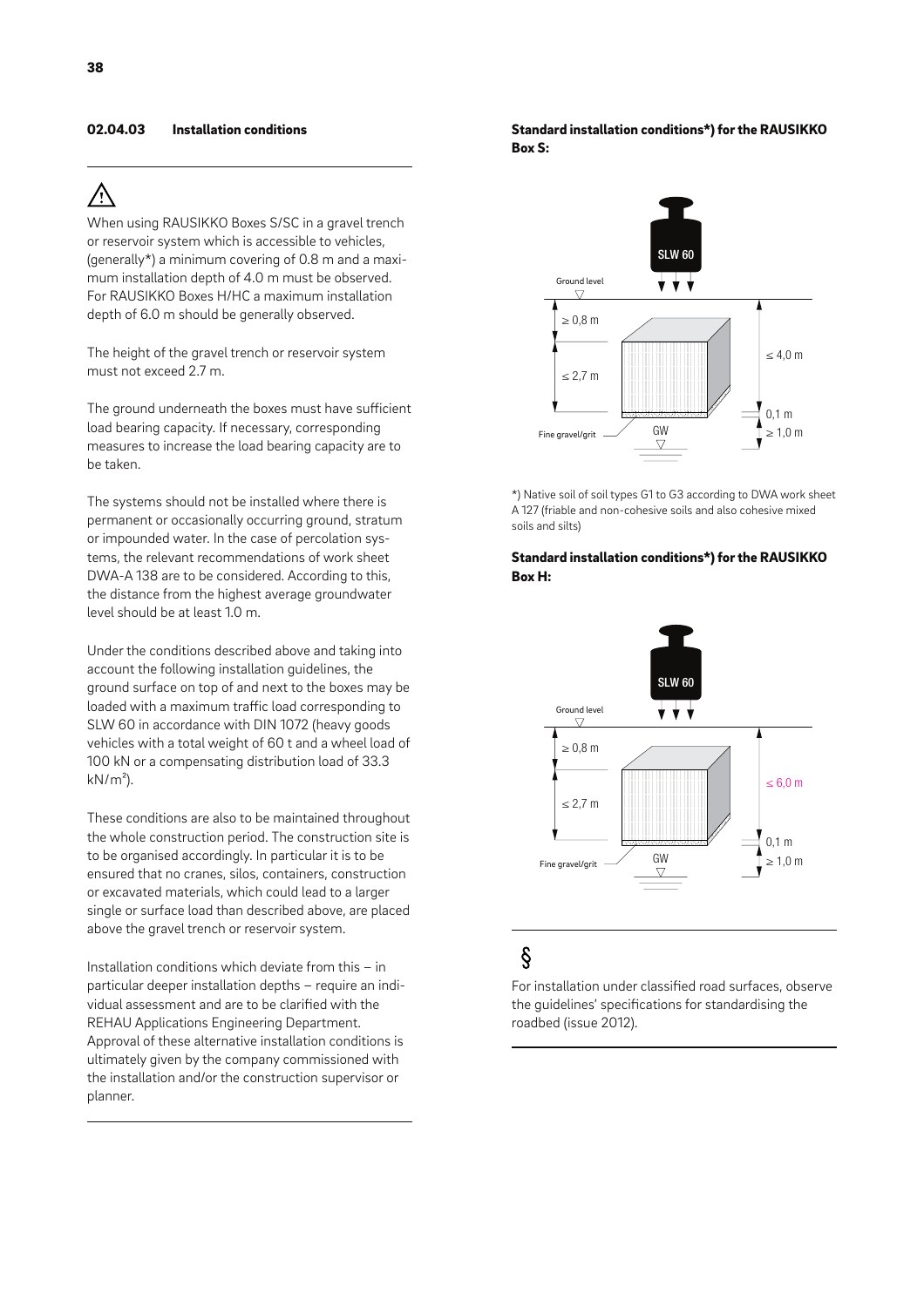### 02.04.03 Installation conditions

⚠

When using RAUSIKKO Boxes S/SC in a gravel trench or reservoir system which is accessible to vehicles, (generally*) a minimum covering of 0.8 m and a maximum installation depth of 4.0 m must be observed. For RAUSIKKO Boxes H/HC a maximum installation depth of 6.0 m should be generally observed.

The height of the gravel trench or reservoir system must not exceed 2.7 m.

The ground underneath the boxes must have sufficient load bearing capacity. If necessary, corresponding measures to increase the load bearing capacity are to be taken.

The systems should not be installed where there is permanent or occasionally occurring ground, stratum or impounded water. In the case of percolation systems, the relevant recommendations of work sheet DWA-A 138 are to be considered. According to this, the distance from the highest average groundwater level should be at least 1.0 m.

Under the conditions described above and taking into account the following installation guidelines, the ground surface on top of and next to the boxes may be loaded with a maximum traffic load corresponding to SLW 60 in accordance with DIN 1072 (heavy goods vehicles with a total weight of 60 t and a wheel load of 100 kN or a compensating distribution load of 33.3 kN/m²).

These conditions are also to be maintained throughout the whole construction period. The construction site is to be organised accordingly. In particular it is to be ensured that no cranes, silos, containers, construction or excavated materials, which could lead to a larger single or surface load than described above, are placed above the gravel trench or reservoir system.

Installation conditions which deviate from this – in particular deeper installation depths – require an individual assessment and are to be clarified with the REHAU Applications Engineering Department. Approval of these alternative installation conditions is ultimately given by the company commissioned with the installation and/or the construction supervisor or planner.

**Standard installation conditions*) for the RAUSIKKO Box S:**

SLW 60

Ground level

≥ 0,8 m

≤ 2,7 m

≤ 4,0 m

0,1 m

≥ 1,0 m

Fine gravel/grit

GW

*) Native soil of soil types G1 to G3 according to DWA work sheet A 127 (friable and non-cohesive soils and also cohesive mixed soils and silts)

**Standard installation conditions*) for the RAUSIKKO Box H:**

SLW 60

Ground level

≥ 0,8 m

≤ 2,7 m

≤ 6,0 m

0,1 m

≥ 1,0 m

Fine gravel/grit

GW

§

For installation under classified road surfaces, observe the guidelines' specifications for standardising the roadbed (issue 2012).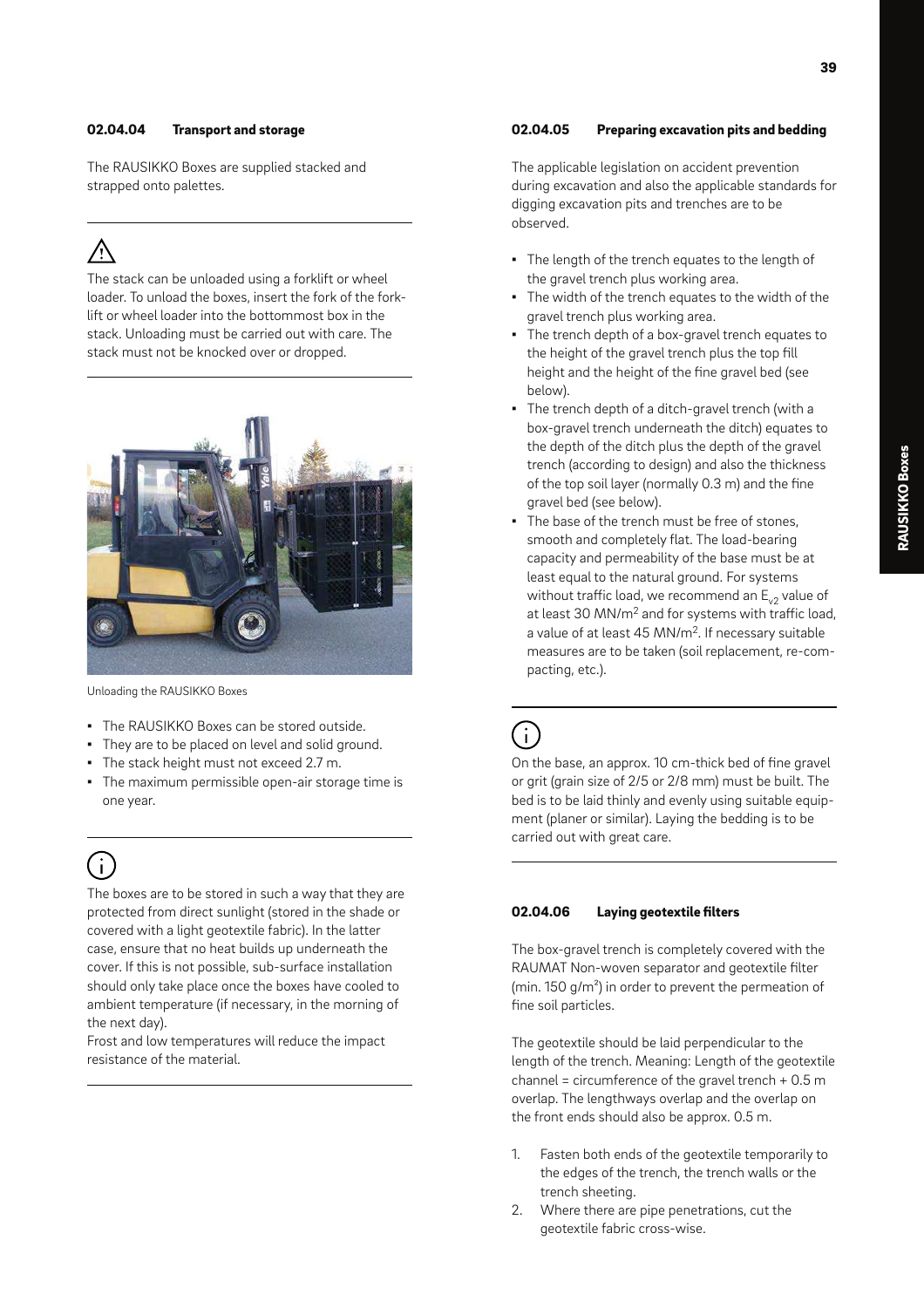### 02.04.04 Transport and storage

The RAUSIKKO Boxes are supplied stacked and strapped onto palettes.

⚠

The stack can be unloaded using a forklift or wheel loader. To unload the boxes, insert the fork of the fork-lift or wheel loader into the bottommost box in the stack. Unloading must be carried out with care. The stack must not be knocked over or dropped.

Unloading the RAUSIKKO Boxes

- The RAUSIKKO Boxes can be stored outside.
- They are to be placed on level and solid ground.
- The stack height must not exceed 2.7 m.
- The maximum permissible open-air storage time is one year.

ⓘ

The boxes are to be stored in such a way that they are protected from direct sunlight (stored in the shade or covered with a light geotextile fabric). In the latter case, ensure that no heat builds up underneath the cover. If this is not possible, sub-surface installation should only take place once the boxes have cooled to ambient temperature (if necessary, in the morning of the next day).
Frost and low temperatures will reduce the impact resistance of the material.

### 02.04.05 Preparing excavation pits and bedding

The applicable legislation on accident prevention during excavation and also the applicable standards for digging excavation pits and trenches are to be observed.

- The length of the trench equates to the length of the gravel trench plus working area.
- The width of the trench equates to the width of the gravel trench plus working area.
- The trench depth of a box-gravel trench equates to the height of the gravel trench plus the top fill height and the height of the fine gravel bed (see below).
- The trench depth of a ditch-gravel trench (with a box-gravel trench underneath the ditch) equates to the depth of the ditch plus the depth of the gravel trench (according to design) and also the thickness of the top soil layer (normally 0.3 m) and the fine gravel bed (see below).
- The base of the trench must be free of stones, smooth and completely flat. The load-bearing capacity and permeability of the base must be at least equal to the natural ground. For systems without traffic load, we recommend an $E_{v2}$ value of at least 30 MN/m$^2$ and for systems with traffic load, a value of at least 45 MN/m$^2$. If necessary suitable measures are to be taken (soil replacement, re-compacting, etc.).

ⓘ

On the base, an approx. 10 cm-thick bed of fine gravel or grit (grain size of 2/5 or 2/8 mm) must be built. The bed is to be laid thinly and evenly using suitable equipment (planer or similar). Laying the bedding is to be carried out with great care.

### 02.04.06 Laying geotextile filters

The box-gravel trench is completely covered with the RAUMAT Non-woven separator and geotextile filter (min. 150 g/m$^2$) in order to prevent the permeation of fine soil particles.

The geotextile should be laid perpendicular to the length of the trench. Meaning: Length of the geotextile channel = circumference of the gravel trench + 0.5 m overlap. The lengthways overlap and the overlap on the front ends should also be approx. 0.5 m.

1. Fasten both ends of the geotextile temporarily to the edges of the trench, the trench walls or the trench sheeting.
2. Where there are pipe penetrations, cut the geotextile fabric cross-wise.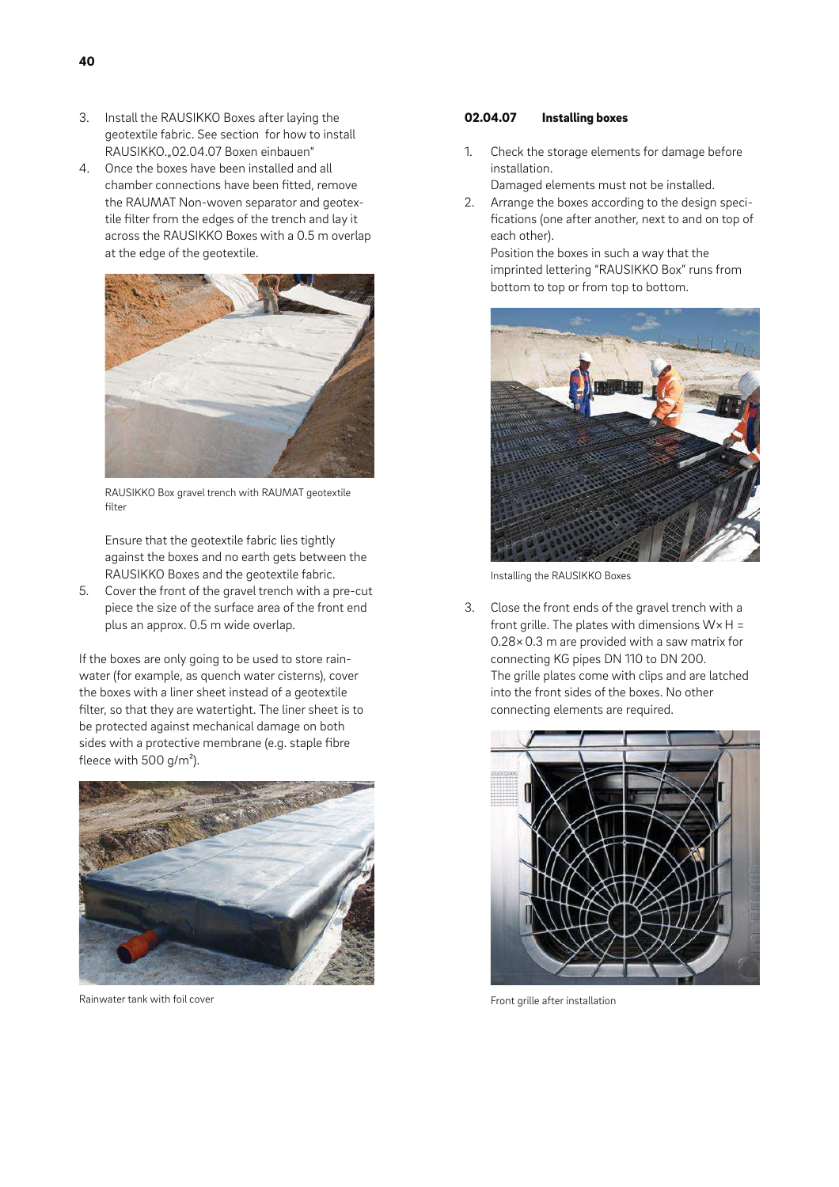3. Install the RAUSIKKO Boxes after laying the geotextile fabric. See section for how to install RAUSIKKO.„02.04.07 Boxen einbauen"
4. Once the boxes have been installed and all chamber connections have been fitted, remove the RAUMAT Non-woven separator and geotextile filter from the edges of the trench and lay it across the RAUSIKKO Boxes with a 0.5 m overlap at the edge of the geotextile.

RAUSIKKO Box gravel trench with RAUMAT geotextile filter

Ensure that the geotextile fabric lies tightly against the boxes and no earth gets between the RAUSIKKO Boxes and the geotextile fabric.

5. Cover the front of the gravel trench with a pre-cut piece the size of the surface area of the front end plus an approx. 0.5 m wide overlap.

If the boxes are only going to be used to store rainwater (for example, as quench water cisterns), cover the boxes with a liner sheet instead of a geotextile filter, so that they are watertight. The liner sheet is to be protected against mechanical damage on both sides with a protective membrane (e.g. staple fibre fleece with 500 g/m²).

Rainwater tank with foil cover

#### 02.04.07 Installing boxes

1. Check the storage elements for damage before installation.
   Damaged elements must not be installed.
2. Arrange the boxes according to the design specifications (one after another, next to and on top of each other).
   Position the boxes in such a way that the imprinted lettering "RAUSIKKO Box" runs from bottom to top or from top to bottom.

Installing the RAUSIKKO Boxes

3. Close the front ends of the gravel trench with a front grille. The plates with dimensions W× H = 0.28× 0.3 m are provided with a saw matrix for connecting KG pipes DN 110 to DN 200.
   The grille plates come with clips and are latched into the front sides of the boxes. No other connecting elements are required.

Front grille after installation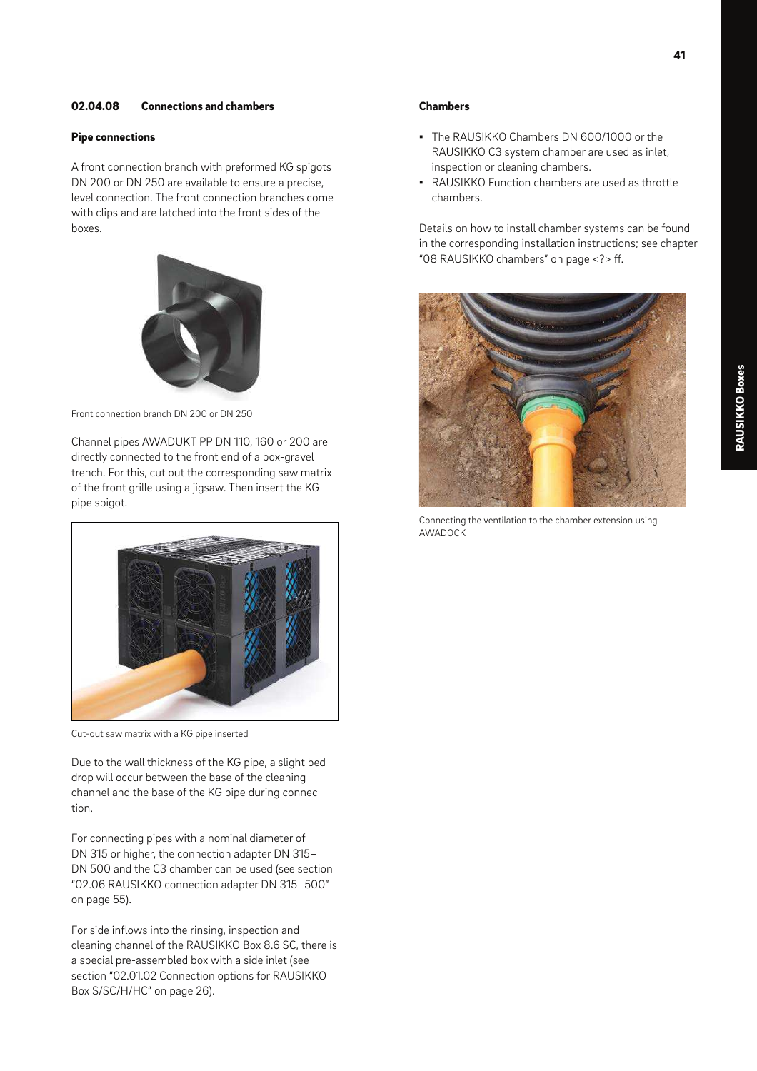## 02.04.08 Connections and chambers

### Pipe connections

A front connection branch with preformed KG spigots DN 200 or DN 250 are available to ensure a precise, level connection. The front connection branches come with clips and are latched into the front sides of the boxes.

Front connection branch DN 200 or DN 250

Channel pipes AWADUKT PP DN 110, 160 or 200 are directly connected to the front end of a box-gravel trench. For this, cut out the corresponding saw matrix of the front grille using a jigsaw. Then insert the KG pipe spigot.

Cut-out saw matrix with a KG pipe inserted

Due to the wall thickness of the KG pipe, a slight bed drop will occur between the base of the cleaning channel and the base of the KG pipe during connection.

For connecting pipes with a nominal diameter of DN 315 or higher, the connection adapter DN 315–DN 500 and the C3 chamber can be used (see section "02.06 RAUSIKKO connection adapter DN 315–500" on page 55).

For side inflows into the rinsing, inspection and cleaning channel of the RAUSIKKO Box 8.6 SC, there is a special pre-assembled box with a side inlet (see section "02.01.02 Connection options for RAUSIKKO Box S/SC/H/HC" on page 26).

### Chambers

- The RAUSIKKO Chambers DN 600/1000 or the RAUSIKKO C3 system chamber are used as inlet, inspection or cleaning chambers.
- RAUSIKKO Function chambers are used as throttle chambers.

Details on how to install chamber systems can be found in the corresponding installation instructions; see chapter "08 RAUSIKKO chambers" on page <?> ff.

Connecting the ventilation to the chamber extension using AWADOCK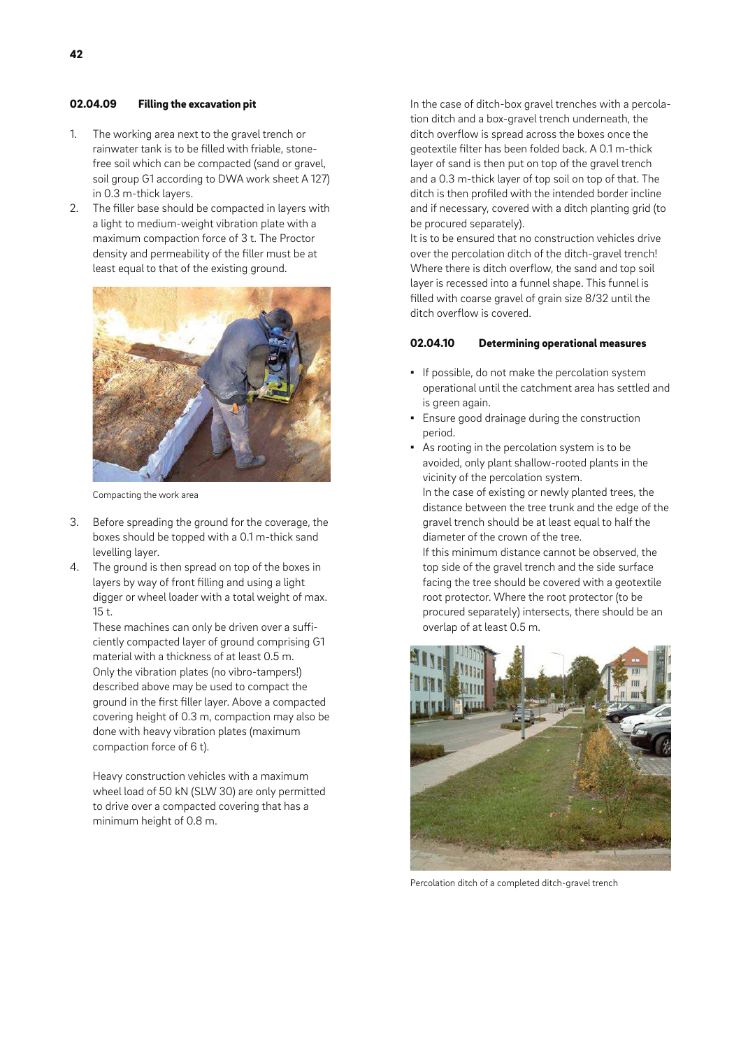### 02.04.09 Filling the excavation pit

1. The working area next to the gravel trench or rainwater tank is to be filled with friable, stone-free soil which can be compacted (sand or gravel, soil group G1 according to DWA work sheet A 127) in 0.3 m-thick layers.
2. The filler base should be compacted in layers with a light to medium-weight vibration plate with a maximum compaction force of 3 t. The Proctor density and permeability of the filler must be at least equal to that of the existing ground.

Compacting the work area

3. Before spreading the ground for the coverage, the boxes should be topped with a 0.1 m-thick sand levelling layer.
4. The ground is then spread on top of the boxes in layers by way of front filling and using a light digger or wheel loader with a total weight of max. 15 t.
   These machines can only be driven over a sufficiently compacted layer of ground comprising G1 material with a thickness of at least 0.5 m. Only the vibration plates (no vibro-tampers!) described above may be used to compact the ground in the first filler layer. Above a compacted covering height of 0.3 m, compaction may also be done with heavy vibration plates (maximum compaction force of 6 t).

   Heavy construction vehicles with a maximum wheel load of 50 kN (SLW 30) are only permitted to drive over a compacted covering that has a minimum height of 0.8 m.

In the case of ditch-box gravel trenches with a percolation ditch and a box-gravel trench underneath, the ditch overflow is spread across the boxes once the geotextile filter has been folded back. A 0.1 m-thick layer of sand is then put on top of the gravel trench and a 0.3 m-thick layer of top soil on top of that. The ditch is then profiled with the intended border incline and if necessary, covered with a ditch planting grid (to be procured separately).
It is to be ensured that no construction vehicles drive over the percolation ditch of the ditch-gravel trench! Where there is ditch overflow, the sand and top soil layer is recessed into a funnel shape. This funnel is filled with coarse gravel of grain size 8/32 until the ditch overflow is covered.

### 02.04.10 Determining operational measures

- If possible, do not make the percolation system operational until the catchment area has settled and is green again.
- Ensure good drainage during the construction period.
- As rooting in the percolation system is to be avoided, only plant shallow-rooted plants in the vicinity of the percolation system.
  In the case of existing or newly planted trees, the distance between the tree trunk and the edge of the gravel trench should be at least equal to half the diameter of the crown of the tree.
  If this minimum distance cannot be observed, the top side of the gravel trench and the side surface facing the tree should be covered with a geotextile root protector. Where the root protector (to be procured separately) intersects, there should be an overlap of at least 0.5 m.

Percolation ditch of a completed ditch-gravel trench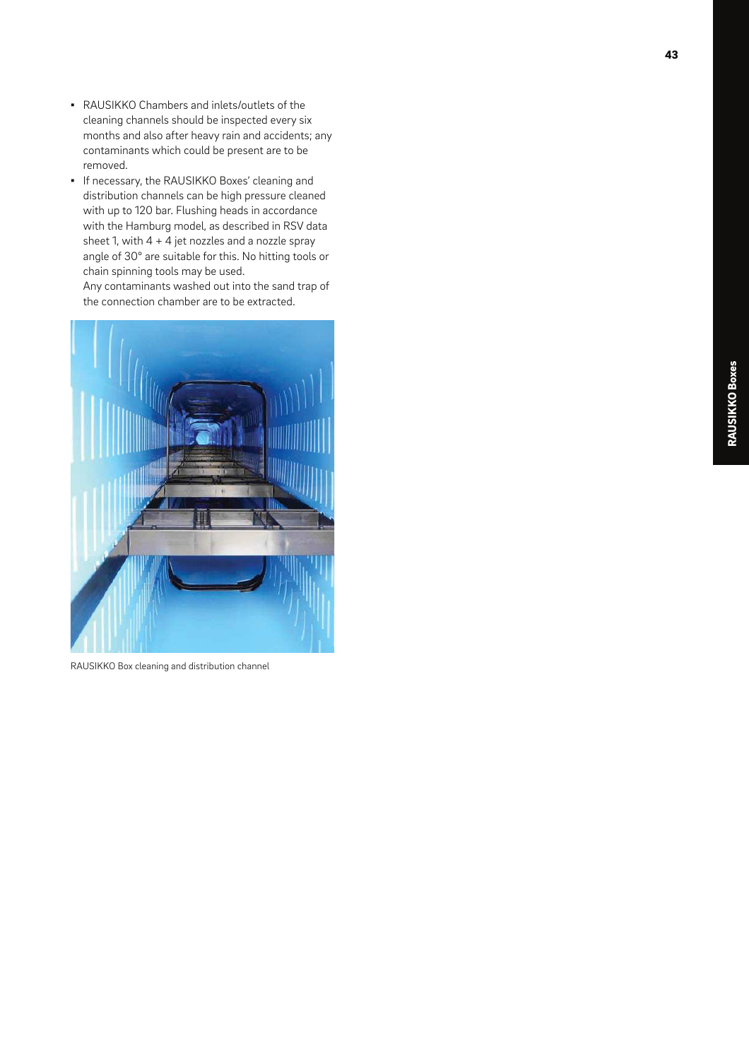- RAUSIKKO Chambers and inlets/outlets of the cleaning channels should be inspected every six months and also after heavy rain and accidents; any contaminants which could be present are to be removed.
- If necessary, the RAUSIKKO Boxes' cleaning and distribution channels can be high pressure cleaned with up to 120 bar. Flushing heads in accordance with the Hamburg model, as described in RSV data sheet 1, with 4 + 4 jet nozzles and a nozzle spray angle of 30° are suitable for this. No hitting tools or chain spinning tools may be used.
  Any contaminants washed out into the sand trap of the connection chamber are to be extracted.

RAUSIKKO Box cleaning and distribution channel